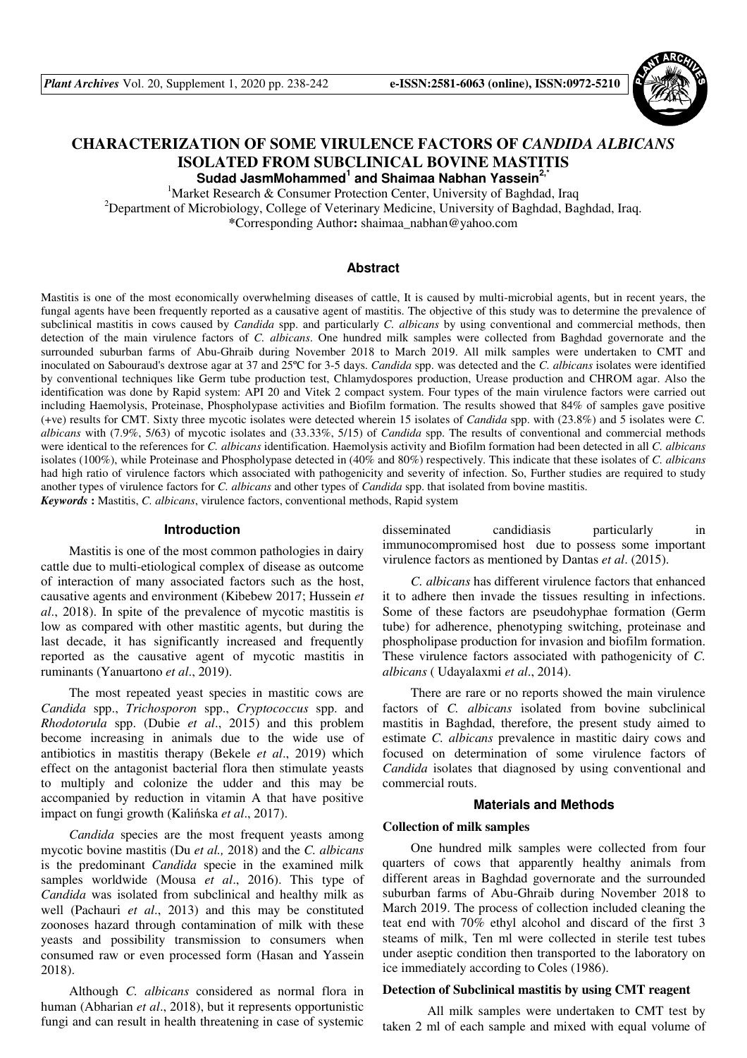# CHARACTERIZATION OF SOME VIRULENCE FACTORS OF *CANDIDA ALBICANS* ISOLATED FROM SUBCLINICAL BOVINE MASTITIS

**Sudad JasmMohammed[1] and Shaimaa Nabhan Yassein[2,*]**

[1]Market Research & Consumer Protection Center, University of Baghdad, Iraq

[2]Department of Microbiology, College of Veterinary Medicine, University of Baghdad, Baghdad, Iraq.

*Corresponding Author: shaimaa_nabhan@yahoo.com

## Abstract

Mastitis is one of the most economically overwhelming diseases of cattle, It is caused by multi-microbial agents, but in recent years, the fungal agents have been frequently reported as a causative agent of mastitis. The objective of this study was to determine the prevalence of subclinical mastitis in cows caused by *Candida* spp. and particularly *C. albicans* by using conventional and commercial methods, then detection of the main virulence factors of *C. albicans*. One hundred milk samples were collected from Baghdad governorate and the surrounded suburban farms of Abu-Ghraib during November 2018 to March 2019. All milk samples were undertaken to CMT and inoculated on Sabouraud's dextrose agar at 37 and 25ºC for 3-5 days. *Candida* spp. was detected and the *C. albicans* isolates were identified by conventional techniques like Germ tube production test, Chlamydospores production, Urease production and CHROM agar. Also the identification was done by Rapid system: API 20 and Vitek 2 compact system. Four types of the main virulence factors were carried out including Haemolysis, Proteinase, Phospholypase activities and Biofilm formation. The results showed that 84% of samples gave positive (+ve) results for CMT. Sixty three mycotic isolates were detected wherein 15 isolates of *Candida* spp. with (23.8%) and 5 isolates were *C. albicans* with (7.9%, 5/63) of mycotic isolates and (33.33%, 5/15) of *Candida* spp. The results of conventional and commercial methods were identical to the references for *C. albicans* identification. Haemolysis activity and Biofilm formation had been detected in all *C. albicans* isolates (100%), while Proteinase and Phospholypase detected in (40% and 80%) respectively. This indicate that these isolates of *C. albicans* had high ratio of virulence factors which associated with pathogenicity and severity of infection. So, Further studies are required to study another types of virulence factors for *C. albicans* and other types of *Candida* spp. that isolated from bovine mastitis.

***Keywords*** **:** Mastitis, *C. albicans*, virulence factors, conventional methods, Rapid system

## Introduction

Mastitis is one of the most common pathologies in dairy cattle due to multi-etiological complex of disease as outcome of interaction of many associated factors such as the host, causative agents and environment (Kibebew 2017; Hussein *et al*., 2018). In spite of the prevalence of mycotic mastitis is low as compared with other mastitic agents, but during the last decade, it has significantly increased and frequently reported as the causative agent of mycotic mastitis in ruminants (Yanuartono *et al*., 2019).

The most repeated yeast species in mastitic cows are *Candida* spp., *Trichosporon* spp., *Cryptococcus* spp. and *Rhodotorula* spp. (Dubie *et al*., 2015) and this problem become increasing in animals due to the wide use of antibiotics in mastitis therapy (Bekele *et al*., 2019) which effect on the antagonist bacterial flora then stimulate yeasts to multiply and colonize the udder and this may be accompanied by reduction in vitamin A that have positive impact on fungi growth (Kalińska *et al*., 2017).

*Candida* species are the most frequent yeasts among mycotic bovine mastitis (Du *et al.,* 2018) and the *C. albicans* is the predominant *Candida* specie in the examined milk samples worldwide (Mousa *et al*., 2016). This type of *Candida* was isolated from subclinical and healthy milk as well (Pachauri *et al*., 2013) and this may be constituted zoonoses hazard through contamination of milk with these yeasts and possibility transmission to consumers when consumed raw or even processed form (Hasan and Yassein 2018).

Although *C. albicans* considered as normal flora in human (Abharian *et al*., 2018), but it represents opportunistic fungi and can result in health threatening in case of systemic disseminated candidiasis particularly in immunocompromised host due to possess some important virulence factors as mentioned by Dantas *et al*. (2015).

*C. albicans* has different virulence factors that enhanced it to adhere then invade the tissues resulting in infections. Some of these factors are pseudohyphae formation (Germ tube) for adherence, phenotyping switching, proteinase and phospholipase production for invasion and biofilm formation. These virulence factors associated with pathogenicity of *C. albicans* ( Udayalaxmi *et al*., 2014).

There are rare or no reports showed the main virulence factors of *C. albicans* isolated from bovine subclinical mastitis in Baghdad, therefore, the present study aimed to estimate *C. albicans* prevalence in mastitic dairy cows and focused on determination of some virulence factors of *Candida* isolates that diagnosed by using conventional and commercial routs.

## Materials and Methods

### Collection of milk samples

One hundred milk samples were collected from four quarters of cows that apparently healthy animals from different areas in Baghdad governorate and the surrounded suburban farms of Abu-Ghraib during November 2018 to March 2019. The process of collection included cleaning the teat end with 70% ethyl alcohol and discard of the first 3 steams of milk, Ten ml were collected in sterile test tubes under aseptic condition then transported to the laboratory on ice immediately according to Coles (1986).

### Detection of Subclinical mastitis by using CMT reagent

All milk samples were undertaken to CMT test by taken 2 ml of each sample and mixed with equal volume of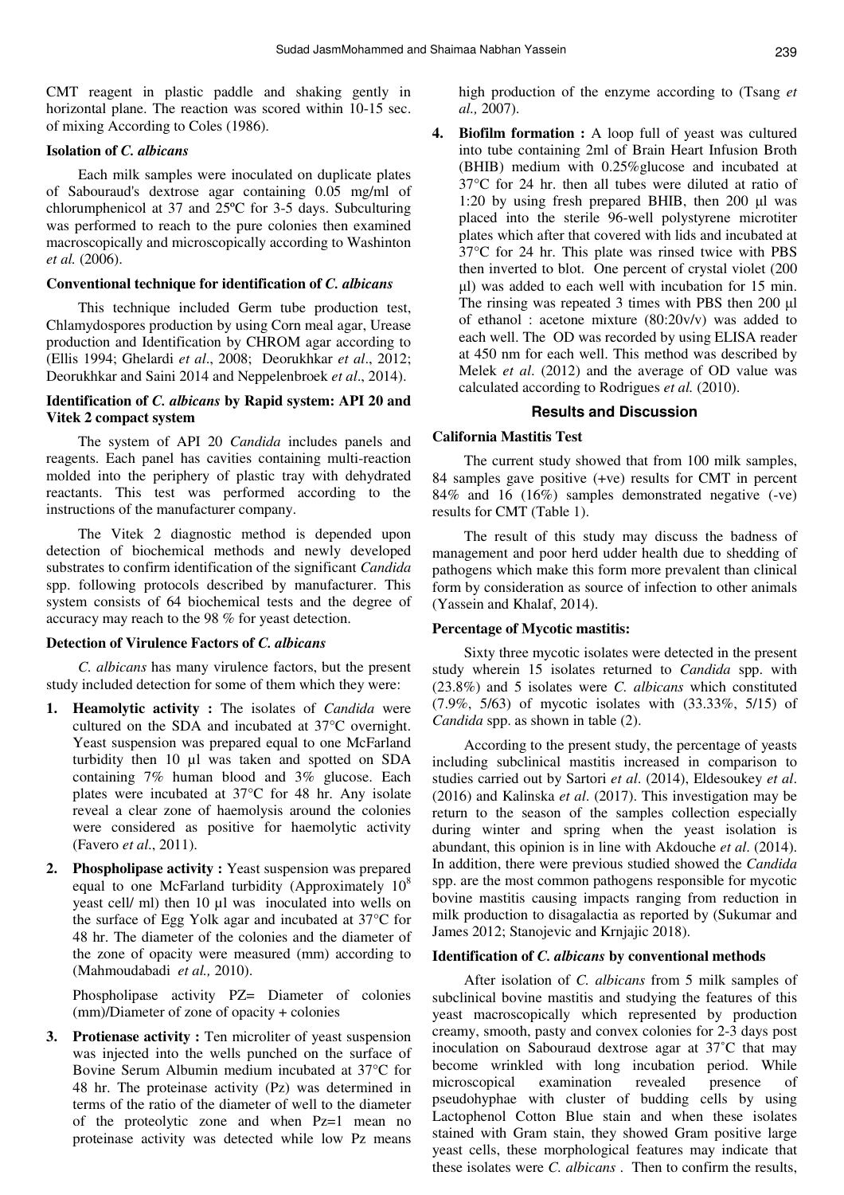CMT reagent in plastic paddle and shaking gently in horizontal plane. The reaction was scored within 10-15 sec. of mixing According to Coles (1986).

**Isolation of *C. albicans***

Each milk samples were inoculated on duplicate plates of Sabouraud's dextrose agar containing 0.05 mg/ml of chlorumphenicol at 37 and 25ºC for 3-5 days. Subculturing was performed to reach to the pure colonies then examined macroscopically and microscopically according to Washinton *et al.* (2006).

**Conventional technique for identification of *C. albicans***

This technique included Germ tube production test, Chlamydospores production by using Corn meal agar, Urease production and Identification by CHROM agar according to (Ellis 1994; Ghelardi *et al*., 2008; Deorukhkar *et al*., 2012; Deorukhkar and Saini 2014 and Neppelenbroek *et al*., 2014).

**Identification of *C. albicans* by Rapid system: API 20 and Vitek 2 compact system**

The system of API 20 *Candida* includes panels and reagents. Each panel has cavities containing multi-reaction molded into the periphery of plastic tray with dehydrated reactants. This test was performed according to the instructions of the manufacturer company.

The Vitek 2 diagnostic method is depended upon detection of biochemical methods and newly developed substrates to confirm identification of the significant *Candida* spp. following protocols described by manufacturer. This system consists of 64 biochemical tests and the degree of accuracy may reach to the 98 % for yeast detection.

**Detection of Virulence Factors of *C. albicans***

*C. albicans* has many virulence factors, but the present study included detection for some of them which they were:

1. **Heamolytic activity :** The isolates of *Candida* were cultured on the SDA and incubated at 37°C overnight. Yeast suspension was prepared equal to one McFarland turbidity then 10 µl was taken and spotted on SDA containing 7% human blood and 3% glucose. Each plates were incubated at 37°C for 48 hr. Any isolate reveal a clear zone of haemolysis around the colonies were considered as positive for haemolytic activity (Favero *et al*., 2011).

2. **Phospholipase activity :** Yeast suspension was prepared equal to one McFarland turbidity (Approximately $10^8$ yeast cell/ ml) then 10 µl was inoculated into wells on the surface of Egg Yolk agar and incubated at 37°C for 48 hr. The diameter of the colonies and the diameter of the zone of opacity were measured (mm) according to (Mahmoudabadi *et al.,* 2010).

   Phospholipase activity PZ= Diameter of colonies (mm)/Diameter of zone of opacity + colonies

3. **Protienase activity :** Ten microliter of yeast suspension was injected into the wells punched on the surface of Bovine Serum Albumin medium incubated at 37°C for 48 hr. The proteinase activity (Pz) was determined in terms of the ratio of the diameter of well to the diameter of the proteolytic zone and when Pz=1 mean no proteinase activity was detected while low Pz means high production of the enzyme according to (Tsang *et al.,* 2007).

4. **Biofilm formation :** A loop full of yeast was cultured into tube containing 2ml of Brain Heart Infusion Broth (BHIB) medium with 0.25%glucose and incubated at 37°C for 24 hr. then all tubes were diluted at ratio of 1:20 by using fresh prepared BHIB, then 200 µl was placed into the sterile 96-well polystyrene microtiter plates which after that covered with lids and incubated at 37°C for 24 hr. This plate was rinsed twice with PBS then inverted to blot. One percent of crystal violet (200 µl) was added to each well with incubation for 15 min. The rinsing was repeated 3 times with PBS then 200 µl of ethanol : acetone mixture (80:20v/v) was added to each well. The OD was recorded by using ELISA reader at 450 nm for each well. This method was described by Melek *et al*. (2012) and the average of OD value was calculated according to Rodrigues *et al.* (2010).

## Results and Discussion

**California Mastitis Test**

The current study showed that from 100 milk samples, 84 samples gave positive (+ve) results for CMT in percent 84% and 16 (16%) samples demonstrated negative (-ve) results for CMT (Table 1).

The result of this study may discuss the badness of management and poor herd udder health due to shedding of pathogens which make this form more prevalent than clinical form by consideration as source of infection to other animals (Yassein and Khalaf, 2014).

**Percentage of Mycotic mastitis:**

Sixty three mycotic isolates were detected in the present study wherein 15 isolates returned to *Candida* spp. with (23.8%) and 5 isolates were *C. albicans* which constituted (7.9%, 5/63) of mycotic isolates with (33.33%, 5/15) of *Candida* spp. as shown in table (2).

According to the present study, the percentage of yeasts including subclinical mastitis increased in comparison to studies carried out by Sartori *et al*. (2014), Eldesoukey *et al*. (2016) and Kalinska *et al*. (2017). This investigation may be return to the season of the samples collection especially during winter and spring when the yeast isolation is abundant, this opinion is in line with Akdouche *et al*. (2014). In addition, there were previous studied showed the *Candida* spp. are the most common pathogens responsible for mycotic bovine mastitis causing impacts ranging from reduction in milk production to disagalactia as reported by (Sukumar and James 2012; Stanojevic and Krnjajic 2018).

**Identification of *C. albicans* by conventional methods**

After isolation of *C. albicans* from 5 milk samples of subclinical bovine mastitis and studying the features of this yeast macroscopically which represented by production creamy, smooth, pasty and convex colonies for 2-3 days post inoculation on Sabouraud dextrose agar at 37˚C that may become wrinkled with long incubation period. While microscopical examination revealed presence of pseudohyphae with cluster of budding cells by using Lactophenol Cotton Blue stain and when these isolates stained with Gram stain, they showed Gram positive large yeast cells, these morphological features may indicate that these isolates were *C. albicans* . Then to confirm the results,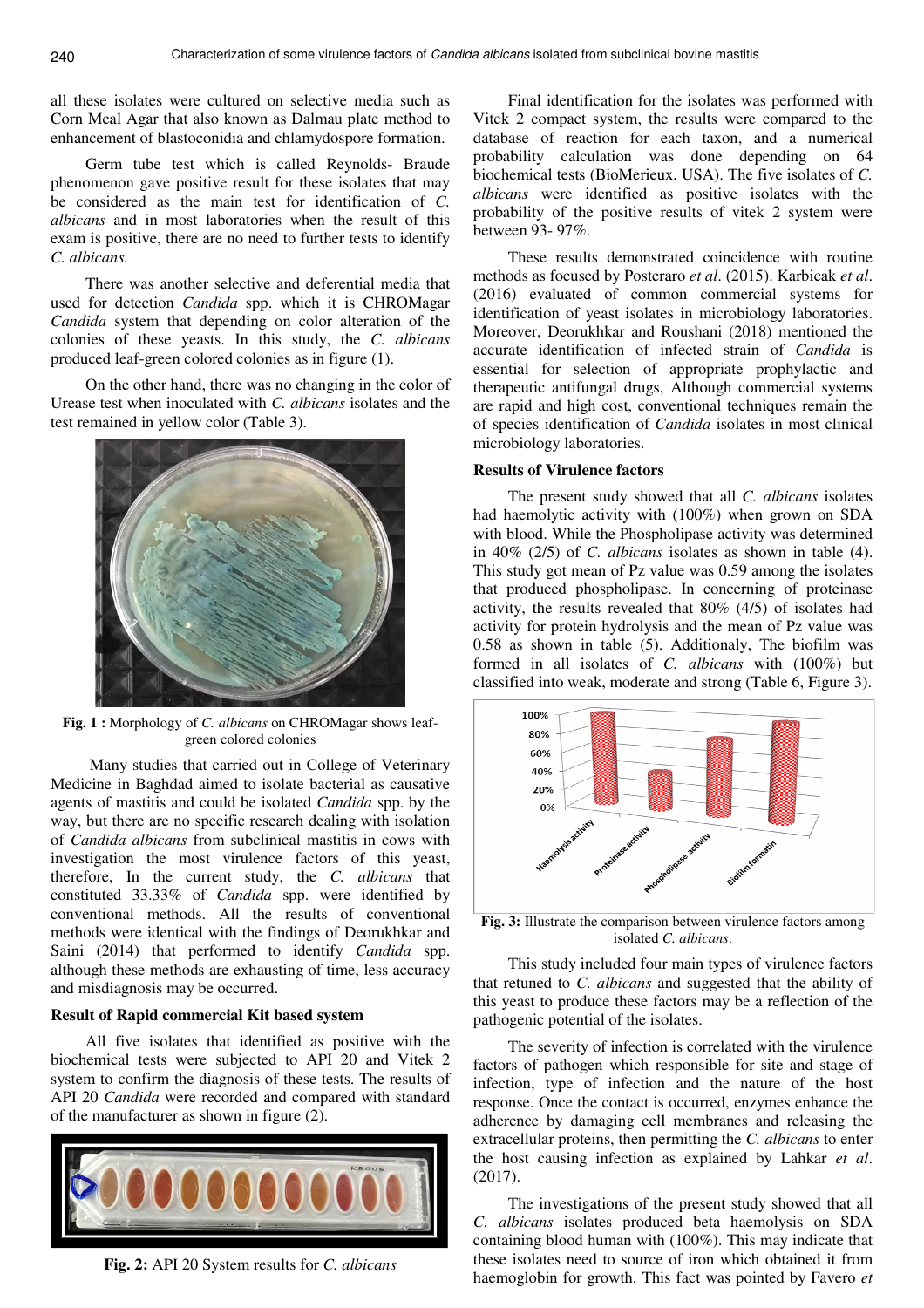all these isolates were cultured on selective media such as Corn Meal Agar that also known as Dalmau plate method to enhancement of blastoconidia and chlamydospore formation.

Germ tube test which is called Reynolds- Braude phenomenon gave positive result for these isolates that may be considered as the main test for identification of *C. albicans* and in most laboratories when the result of this exam is positive, there are no need to further tests to identify *C. albicans.*

There was another selective and deferential media that used for detection *Candida* spp. which it is CHROMagar *Candida* system that depending on color alteration of the colonies of these yeasts. In this study, the *C. albicans* produced leaf-green colored colonies as in figure (1).

On the other hand, there was no changing in the color of Urease test when inoculated with *C. albicans* isolates and the test remained in yellow color (Table 3).

**Fig. 1 :** Morphology of *C. albicans* on CHROMagar shows leaf-green colored colonies

Many studies that carried out in College of Veterinary Medicine in Baghdad aimed to isolate bacterial as causative agents of mastitis and could be isolated *Candida* spp. by the way, but there are no specific research dealing with isolation of *Candida albicans* from subclinical mastitis in cows with investigation the most virulence factors of this yeast, therefore, In the current study, the *C. albicans* that constituted 33.33% of *Candida* spp. were identified by conventional methods. All the results of conventional methods were identical with the findings of Deorukhkar and Saini (2014) that performed to identify *Candida* spp. although these methods are exhausting of time, less accuracy and misdiagnosis may be occurred.

**Result of Rapid commercial Kit based system**

All five isolates that identified as positive with the biochemical tests were subjected to API 20 and Vitek 2 system to confirm the diagnosis of these tests. The results of API 20 *Candida* were recorded and compared with standard of the manufacturer as shown in figure (2).

**Fig. 2:** API 20 System results for *C. albicans*

Final identification for the isolates was performed with Vitek 2 compact system, the results were compared to the database of reaction for each taxon, and a numerical probability calculation was done depending on 64 biochemical tests (BioMerieux, USA). The five isolates of *C. albicans* were identified as positive isolates with the probability of the positive results of vitek 2 system were between 93- 97%.

These results demonstrated coincidence with routine methods as focused by Posteraro *et al*. (2015). Karbicak *et al*. (2016) evaluated of common commercial systems for identification of yeast isolates in microbiology laboratories. Moreover, Deorukhkar and Roushani (2018) mentioned the accurate identification of infected strain of *Candida* is essential for selection of appropriate prophylactic and therapeutic antifungal drugs, Although commercial systems are rapid and high cost, conventional techniques remain the of species identification of *Candida* isolates in most clinical microbiology laboratories.

**Results of Virulence factors**

The present study showed that all *C. albicans* isolates had haemolytic activity with (100%) when grown on SDA with blood. While the Phospholipase activity was determined in 40% (2/5) of *C. albicans* isolates as shown in table (4). This study got mean of Pz value was 0.59 among the isolates that produced phospholipase. In concerning of proteinase activity, the results revealed that 80% (4/5) of isolates had activity for protein hydrolysis and the mean of Pz value was 0.58 as shown in table (5). Additionaly, The biofilm was formed in all isolates of *C. albicans* with (100%) but classified into weak, moderate and strong (Table 6, Figure 3).

**Fig. 3:** Illustrate the comparison between virulence factors among isolated *C. albicans*.

This study included four main types of virulence factors that retuned to *C. albicans* and suggested that the ability of this yeast to produce these factors may be a reflection of the pathogenic potential of the isolates.

The severity of infection is correlated with the virulence factors of pathogen which responsible for site and stage of infection, type of infection and the nature of the host response. Once the contact is occurred, enzymes enhance the adherence by damaging cell membranes and releasing the extracellular proteins, then permitting the *C. albicans* to enter the host causing infection as explained by Lahkar *et al*. (2017).

The investigations of the present study showed that all *C. albicans* isolates produced beta haemolysis on SDA containing blood human with (100%). This may indicate that these isolates need to source of iron which obtained it from haemoglobin for growth. This fact was pointed by Favero *et*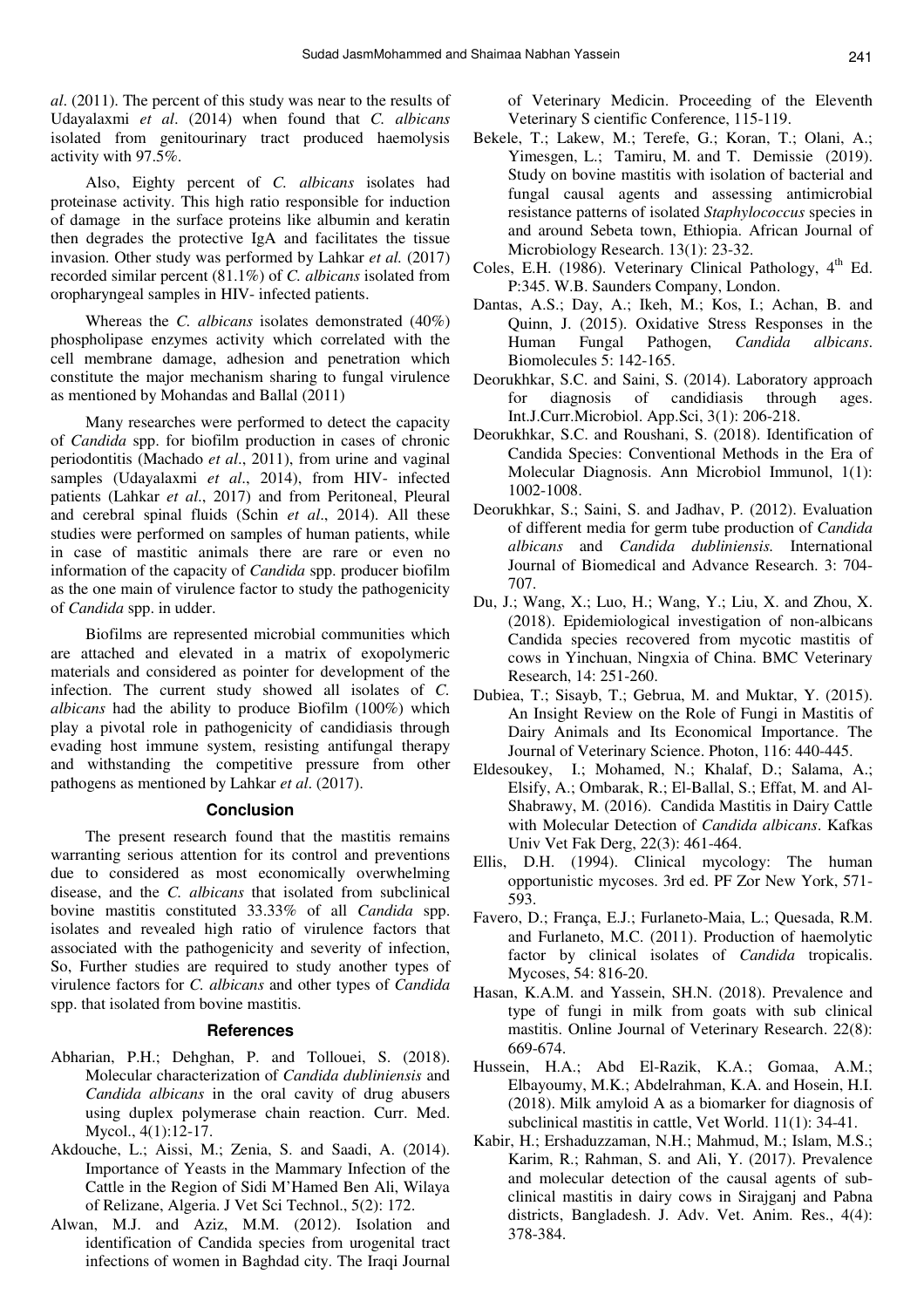*al*. (2011). The percent of this study was near to the results of Udayalaxmi *et al*. (2014) when found that *C. albicans* isolated from genitourinary tract produced haemolysis activity with 97.5%.

Also, Eighty percent of *C. albicans* isolates had proteinase activity. This high ratio responsible for induction of damage in the surface proteins like albumin and keratin then degrades the protective IgA and facilitates the tissue invasion. Other study was performed by Lahkar *et al.* (2017) recorded similar percent (81.1%) of *C. albicans* isolated from oropharyngeal samples in HIV- infected patients.

Whereas the *C. albicans* isolates demonstrated (40%) phospholipase enzymes activity which correlated with the cell membrane damage, adhesion and penetration which constitute the major mechanism sharing to fungal virulence as mentioned by Mohandas and Ballal (2011)

Many researches were performed to detect the capacity of *Candida* spp. for biofilm production in cases of chronic periodontitis (Machado *et al*., 2011), from urine and vaginal samples (Udayalaxmi *et al*., 2014), from HIV- infected patients (Lahkar *et al*., 2017) and from Peritoneal, Pleural and cerebral spinal fluids (Schin *et al*., 2014). All these studies were performed on samples of human patients, while in case of mastitic animals there are rare or even no information of the capacity of *Candida* spp. producer biofilm as the one main of virulence factor to study the pathogenicity of *Candida* spp. in udder.

Biofilms are represented microbial communities which are attached and elevated in a matrix of exopolymeric materials and considered as pointer for development of the infection. The current study showed all isolates of *C. albicans* had the ability to produce Biofilm (100%) which play a pivotal role in pathogenicity of candidiasis through evading host immune system, resisting antifungal therapy and withstanding the competitive pressure from other pathogens as mentioned by Lahkar *et al*. (2017).

## Conclusion

The present research found that the mastitis remains warranting serious attention for its control and preventions due to considered as most economically overwhelming disease, and the *C. albicans* that isolated from subclinical bovine mastitis constituted 33.33% of all *Candida* spp. isolates and revealed high ratio of virulence factors that associated with the pathogenicity and severity of infection, So, Further studies are required to study another types of virulence factors for *C. albicans* and other types of *Candida* spp. that isolated from bovine mastitis.

## References

Abharian, P.H.; Dehghan, P. and Tollouei, S. (2018). Molecular characterization of *Candida dubliniensis* and *Candida albicans* in the oral cavity of drug abusers using duplex polymerase chain reaction. Curr. Med. Mycol., 4(1):12-17.

Akdouche, L.; Aissi, M.; Zenia, S. and Saadi, A. (2014). Importance of Yeasts in the Mammary Infection of the Cattle in the Region of Sidi M'Hamed Ben Ali, Wilaya of Relizane, Algeria. J Vet Sci Technol., 5(2): 172.

Alwan, M.J. and Aziz, M.M. (2012). Isolation and identification of Candida species from urogenital tract infections of women in Baghdad city. The Iraqi Journal of Veterinary Medicin. Proceeding of the Eleventh Veterinary S cientific Conference, 115-119.

Bekele, T.; Lakew, M.; Terefe, G.; Koran, T.; Olani, A.; Yimesgen, L.; Tamiru, M. and T. Demissie (2019). Study on bovine mastitis with isolation of bacterial and fungal causal agents and assessing antimicrobial resistance patterns of isolated *Staphylococcus* species in and around Sebeta town, Ethiopia. African Journal of Microbiology Research. 13(1): 23-32.

Coles, E.H. (1986). Veterinary Clinical Pathology, 4th Ed. P:345. W.B. Saunders Company, London.

Dantas, A.S.; Day, A.; Ikeh, M.; Kos, I.; Achan, B. and Quinn, J. (2015). Oxidative Stress Responses in the Human Fungal Pathogen, *Candida albicans*. Biomolecules 5: 142-165.

Deorukhkar, S.C. and Saini, S. (2014). Laboratory approach for diagnosis of candidiasis through ages. Int.J.Curr.Microbiol. App.Sci, 3(1): 206-218.

Deorukhkar, S.C. and Roushani, S. (2018). Identification of Candida Species: Conventional Methods in the Era of Molecular Diagnosis. Ann Microbiol Immunol, 1(1): 1002-1008.

Deorukhkar, S.; Saini, S. and Jadhav, P. (2012). Evaluation of different media for germ tube production of *Candida albicans* and *Candida dubliniensis.* International Journal of Biomedical and Advance Research. 3: 704-707.

Du, J.; Wang, X.; Luo, H.; Wang, Y.; Liu, X. and Zhou, X. (2018). Epidemiological investigation of non-albicans Candida species recovered from mycotic mastitis of cows in Yinchuan, Ningxia of China. BMC Veterinary Research, 14: 251-260.

Dubiea, T.; Sisayb, T.; Gebrua, M. and Muktar, Y. (2015). An Insight Review on the Role of Fungi in Mastitis of Dairy Animals and Its Economical Importance. The Journal of Veterinary Science. Photon, 116: 440-445.

Eldesoukey, I.; Mohamed, N.; Khalaf, D.; Salama, A.; Elsify, A.; Ombarak, R.; El-Ballal, S.; Effat, M. and Al-Shabrawy, M. (2016). Candida Mastitis in Dairy Cattle with Molecular Detection of *Candida albicans*. Kafkas Univ Vet Fak Derg, 22(3): 461-464.

Ellis, D.H. (1994). Clinical mycology: The human opportunistic mycoses. 3rd ed. PF Zor New York, 571-593.

Favero, D.; França, E.J.; Furlaneto-Maia, L.; Quesada, R.M. and Furlaneto, M.C. (2011). Production of haemolytic factor by clinical isolates of *Candida* tropicalis. Mycoses, 54: 816-20.

Hasan, K.A.M. and Yassein, SH.N. (2018). Prevalence and type of fungi in milk from goats with sub clinical mastitis. Online Journal of Veterinary Research. 22(8): 669-674.

Hussein, H.A.; Abd El-Razik, K.A.; Gomaa, A.M.; Elbayoumy, M.K.; Abdelrahman, K.A. and Hosein, H.I. (2018). Milk amyloid A as a biomarker for diagnosis of subclinical mastitis in cattle, Vet World. 11(1): 34-41.

Kabir, H.; Ershaduzzaman, N.H.; Mahmud, M.; Islam, M.S.; Karim, R.; Rahman, S. and Ali, Y. (2017). Prevalence and molecular detection of the causal agents of sub-clinical mastitis in dairy cows in Sirajganj and Pabna districts, Bangladesh. J. Adv. Vet. Anim. Res., 4(4): 378-384.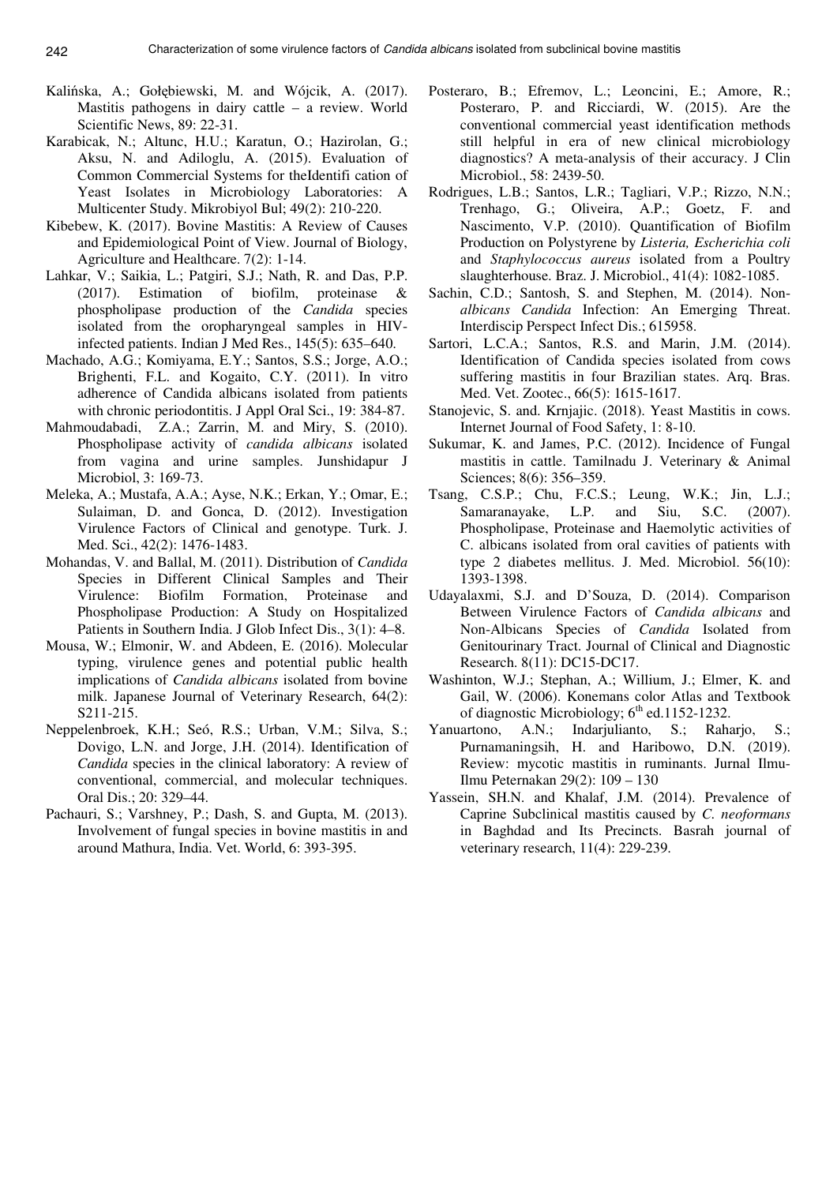Kalińska, A.; Gołębiewski, M. and Wójcik, A. (2017). Mastitis pathogens in dairy cattle – a review. World Scientific News, 89: 22-31.

Karabicak, N.; Altunc, H.U.; Karatun, O.; Hazirolan, G.; Aksu, N. and Adiloglu, A. (2015). Evaluation of Common Commercial Systems for theIdentifi cation of Yeast Isolates in Microbiology Laboratories: A Multicenter Study. Mikrobiyol Bul; 49(2): 210-220.

Kibebew, K. (2017). Bovine Mastitis: A Review of Causes and Epidemiological Point of View. Journal of Biology, Agriculture and Healthcare. 7(2): 1-14.

Lahkar, V.; Saikia, L.; Patgiri, S.J.; Nath, R. and Das, P.P. (2017). Estimation of biofilm, proteinase & phospholipase production of the *Candida* species isolated from the oropharyngeal samples in HIV-infected patients. Indian J Med Res., 145(5): 635–640.

Machado, A.G.; Komiyama, E.Y.; Santos, S.S.; Jorge, A.O.; Brighenti, F.L. and Kogaito, C.Y. (2011). In vitro adherence of Candida albicans isolated from patients with chronic periodontitis. J Appl Oral Sci., 19: 384-87.

Mahmoudabadi, Z.A.; Zarrin, M. and Miry, S. (2010). Phospholipase activity of *candida albicans* isolated from vagina and urine samples. Junshidapur J Microbiol, 3: 169-73.

Meleka, A.; Mustafa, A.A.; Ayse, N.K.; Erkan, Y.; Omar, E.; Sulaiman, D. and Gonca, D. (2012). Investigation Virulence Factors of Clinical and genotype. Turk. J. Med. Sci., 42(2): 1476-1483.

Mohandas, V. and Ballal, M. (2011). Distribution of *Candida* Species in Different Clinical Samples and Their Virulence: Biofilm Formation, Proteinase and Phospholipase Production: A Study on Hospitalized Patients in Southern India. J Glob Infect Dis., 3(1): 4–8.

Mousa, W.; Elmonir, W. and Abdeen, E. (2016). Molecular typing, virulence genes and potential public health implications of *Candida albicans* isolated from bovine milk. Japanese Journal of Veterinary Research, 64(2): S211-215.

Neppelenbroek, K.H.; Seó, R.S.; Urban, V.M.; Silva, S.; Dovigo, L.N. and Jorge, J.H. (2014). Identification of *Candida* species in the clinical laboratory: A review of conventional, commercial, and molecular techniques. Oral Dis.; 20: 329–44.

Pachauri, S.; Varshney, P.; Dash, S. and Gupta, M. (2013). Involvement of fungal species in bovine mastitis in and around Mathura, India. Vet. World, 6: 393-395.

Posteraro, B.; Efremov, L.; Leoncini, E.; Amore, R.; Posteraro, P. and Ricciardi, W. (2015). Are the conventional commercial yeast identification methods still helpful in era of new clinical microbiology diagnostics? A meta-analysis of their accuracy. J Clin Microbiol., 58: 2439-50.

Rodrigues, L.B.; Santos, L.R.; Tagliari, V.P.; Rizzo, N.N.; Trenhago, G.; Oliveira, A.P.; Goetz, F. and Nascimento, V.P. (2010). Quantification of Biofilm Production on Polystyrene by *Listeria, Escherichia coli* and *Staphylococcus aureus* isolated from a Poultry slaughterhouse. Braz. J. Microbiol., 41(4): 1082-1085.

Sachin, C.D.; Santosh, S. and Stephen, M. (2014). Non-*albicans Candida* Infection: An Emerging Threat. Interdiscip Perspect Infect Dis.; 615958.

Sartori, L.C.A.; Santos, R.S. and Marin, J.M. (2014). Identification of Candida species isolated from cows suffering mastitis in four Brazilian states. Arq. Bras. Med. Vet. Zootec., 66(5): 1615-1617.

Stanojevic, S. and. Krnjajic. (2018). Yeast Mastitis in cows. Internet Journal of Food Safety, 1: 8-10.

Sukumar, K. and James, P.C. (2012). Incidence of Fungal mastitis in cattle. Tamilnadu J. Veterinary & Animal Sciences; 8(6): 356–359.

Tsang, C.S.P.; Chu, F.C.S.; Leung, W.K.; Jin, L.J.; Samaranayake, L.P. and Siu, S.C. (2007). Phospholipase, Proteinase and Haemolytic activities of C. albicans isolated from oral cavities of patients with type 2 diabetes mellitus. J. Med. Microbiol. 56(10): 1393-1398.

Udayalaxmi, S.J. and D'Souza, D. (2014). Comparison Between Virulence Factors of *Candida albicans* and Non-Albicans Species of *Candida* Isolated from Genitourinary Tract. Journal of Clinical and Diagnostic Research. 8(11): DC15-DC17.

Washinton, W.J.; Stephan, A.; Willium, J.; Elmer, K. and Gail, W. (2006). Konemans color Atlas and Textbook of diagnostic Microbiology; 6th ed.1152-1232.

Yanuartono, A.N.; Indarjulianto, S.; Raharjo, S.; Purnamaningsih, H. and Haribowo, D.N. (2019). Review: mycotic mastitis in ruminants. Jurnal Ilmu-Ilmu Peternakan 29(2): 109 – 130

Yassein, SH.N. and Khalaf, J.M. (2014). Prevalence of Caprine Subclinical mastitis caused by *C. neoformans* in Baghdad and Its Precincts. Basrah journal of veterinary research, 11(4): 229-239.